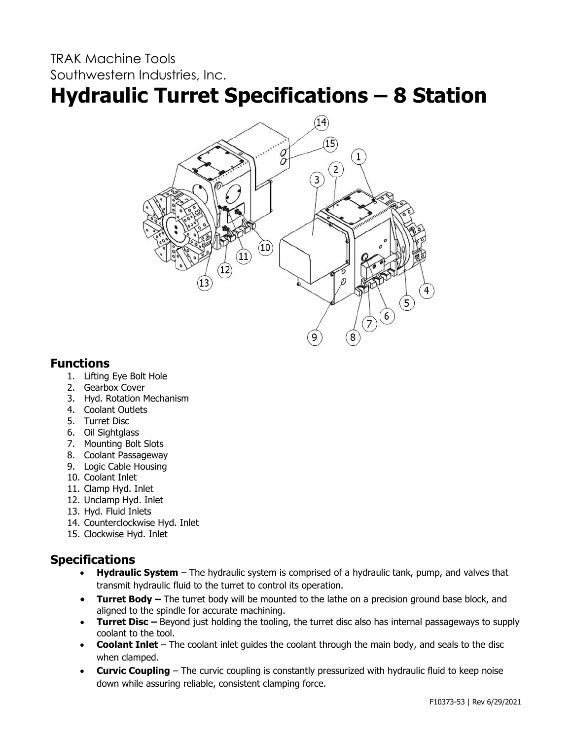TRAK Machine Tools
Southwestern Industries, Inc.

# Hydraulic Turret Specifications – 8 Station

## Functions

1. Lifting Eye Bolt Hole
2. Gearbox Cover
3. Hyd. Rotation Mechanism
4. Coolant Outlets
5. Turret Disc
6. Oil Sightglass
7. Mounting Bolt Slots
8. Coolant Passageway
9. Logic Cable Housing
10. Coolant Inlet
11. Clamp Hyd. Inlet
12. Unclamp Hyd. Inlet
13. Hyd. Fluid Inlets
14. Counterclockwise Hyd. Inlet
15. Clockwise Hyd. Inlet

## Specifications

- **Hydraulic System** – The hydraulic system is comprised of a hydraulic tank, pump, and valves that transmit hydraulic fluid to the turret to control its operation.
- **Turret Body –** The turret body will be mounted to the lathe on a precision ground base block, and aligned to the spindle for accurate machining.
- **Turret Disc –** Beyond just holding the tooling, the turret disc also has internal passageways to supply coolant to the tool.
- **Coolant Inlet** – The coolant inlet guides the coolant through the main body, and seals to the disc when clamped.
- **Curvic Coupling** – The curvic coupling is constantly pressurized with hydraulic fluid to keep noise down while assuring reliable, consistent clamping force.

F10373-53 | Rev 6/29/2021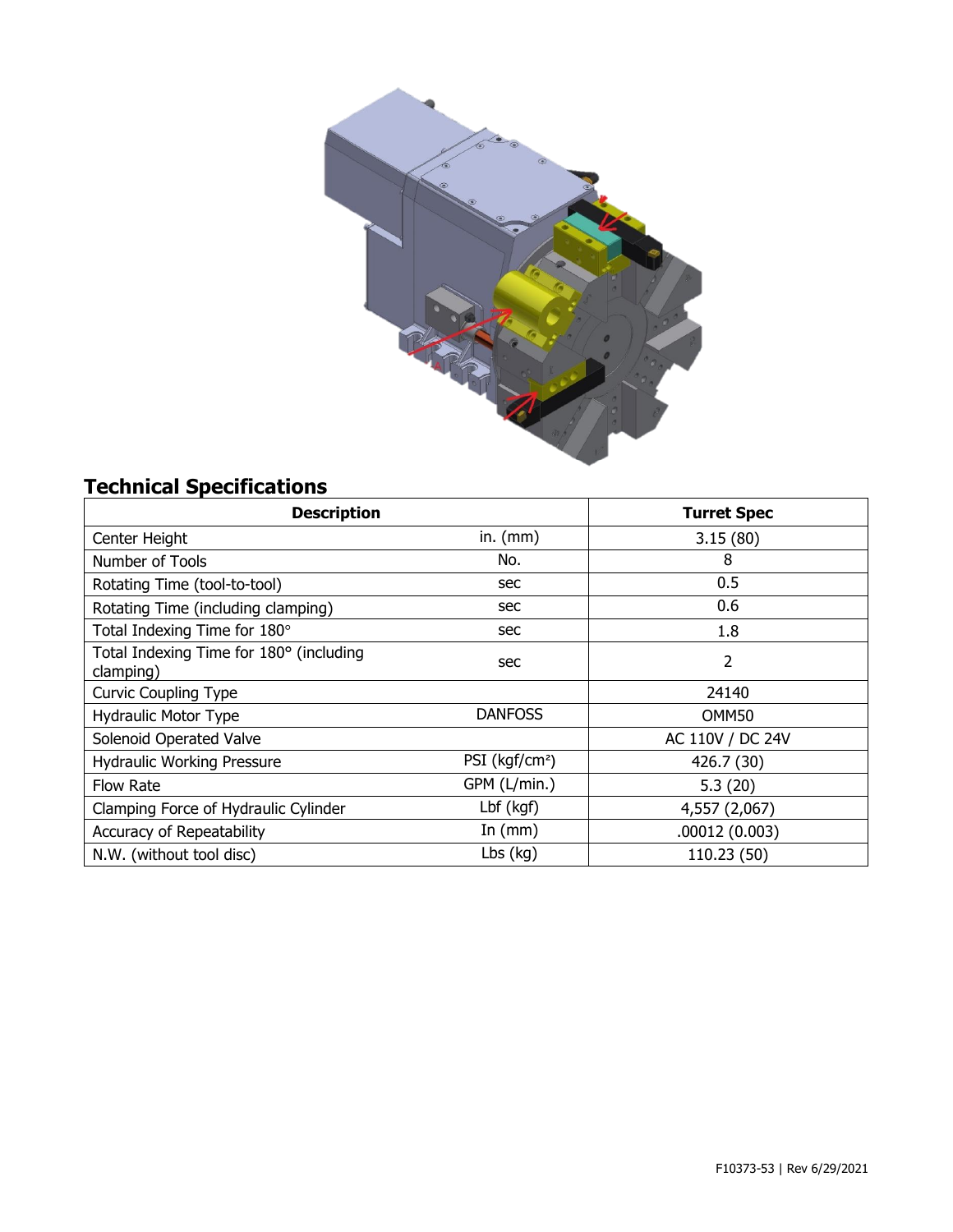## Technical Specifications

| Description | | Turret Spec |
|---|---|---|
| Center Height | in. (mm) | 3.15 (80) |
| Number of Tools | No. | 8 |
| Rotating Time (tool-to-tool) | sec | 0.5 |
| Rotating Time (including clamping) | sec | 0.6 |
| Total Indexing Time for 180° | sec | 1.8 |
| Total Indexing Time for 180° (including clamping) | sec | 2 |
| Curvic Coupling Type | | 24140 |
| Hydraulic Motor Type | DANFOSS | OMM50 |
| Solenoid Operated Valve | | AC 110V / DC 24V |
| Hydraulic Working Pressure | PSI (kgf/cm²) | 426.7 (30) |
| Flow Rate | GPM (L/min.) | 5.3 (20) |
| Clamping Force of Hydraulic Cylinder | Lbf (kgf) | 4,557 (2,067) |
| Accuracy of Repeatability | In (mm) | .00012 (0.003) |
| N.W. (without tool disc) | Lbs (kg) | 110.23 (50) |

F10373-53 | Rev 6/29/2021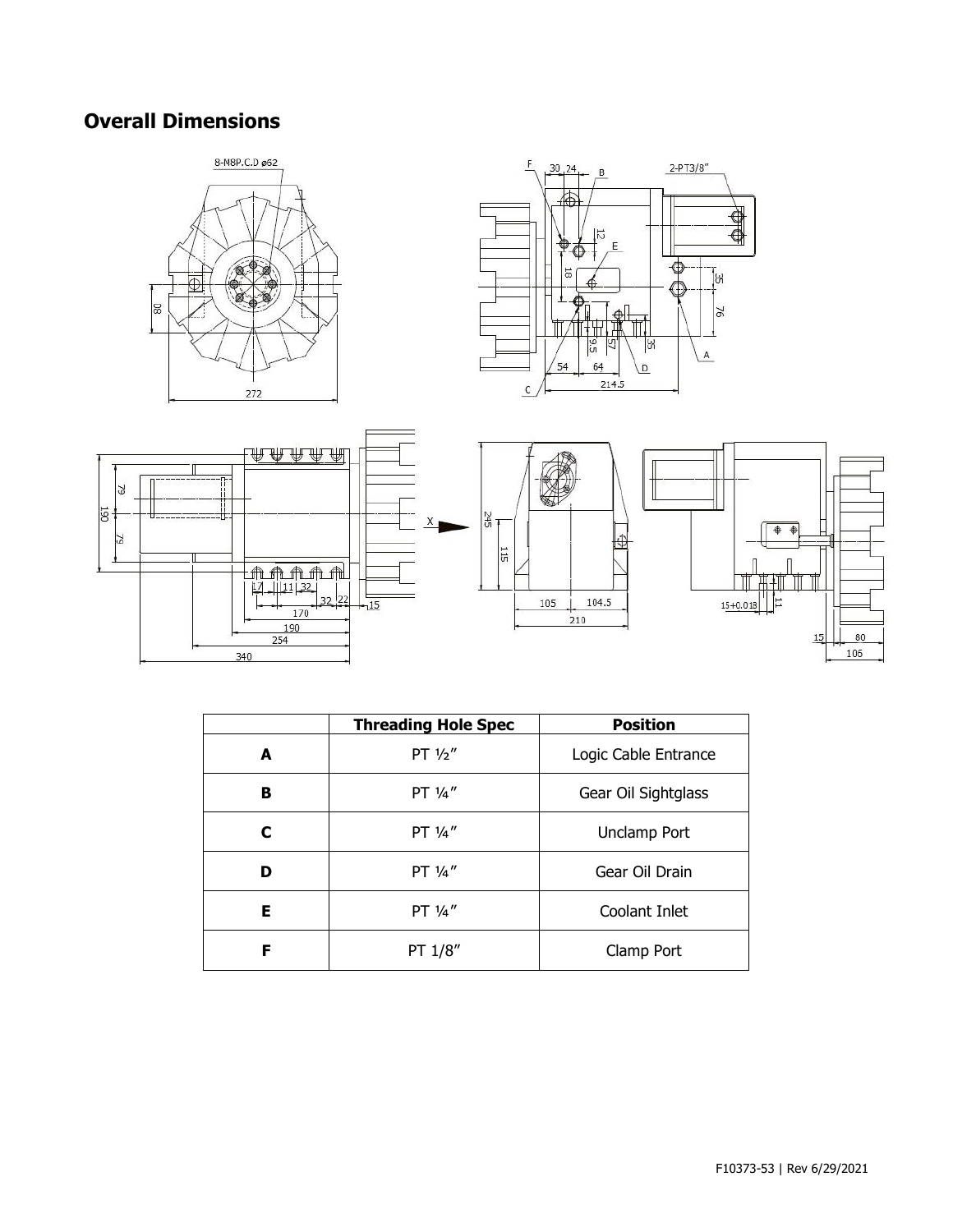# Overall Dimensions

| | Threading Hole Spec | Position |
|---|---|---|
| **A** | PT ½″ | Logic Cable Entrance |
| **B** | PT ¼″ | Gear Oil Sightglass |
| **C** | PT ¼″ | Unclamp Port |
| **D** | PT ¼″ | Gear Oil Drain |
| **E** | PT ¼″ | Coolant Inlet |
| **F** | PT 1/8″ | Clamp Port |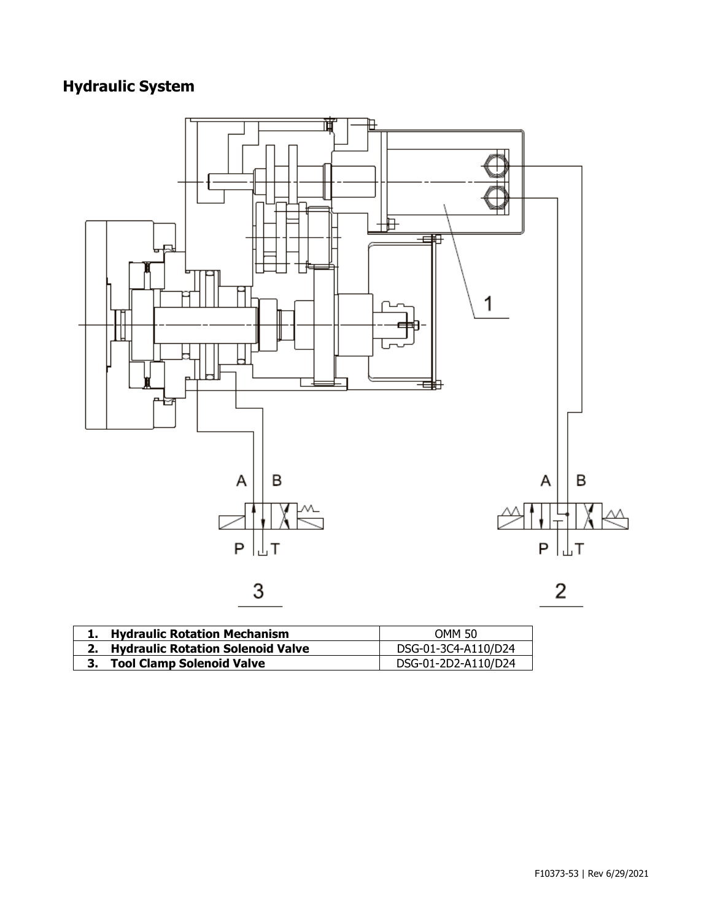## Hydraulic System

| | |
|---|---|
| **1. Hydraulic Rotation Mechanism** | OMM 50 |
| **2. Hydraulic Rotation Solenoid Valve** | DSG-01-3C4-A110/D24 |
| **3. Tool Clamp Solenoid Valve** | DSG-01-2D2-A110/D24 |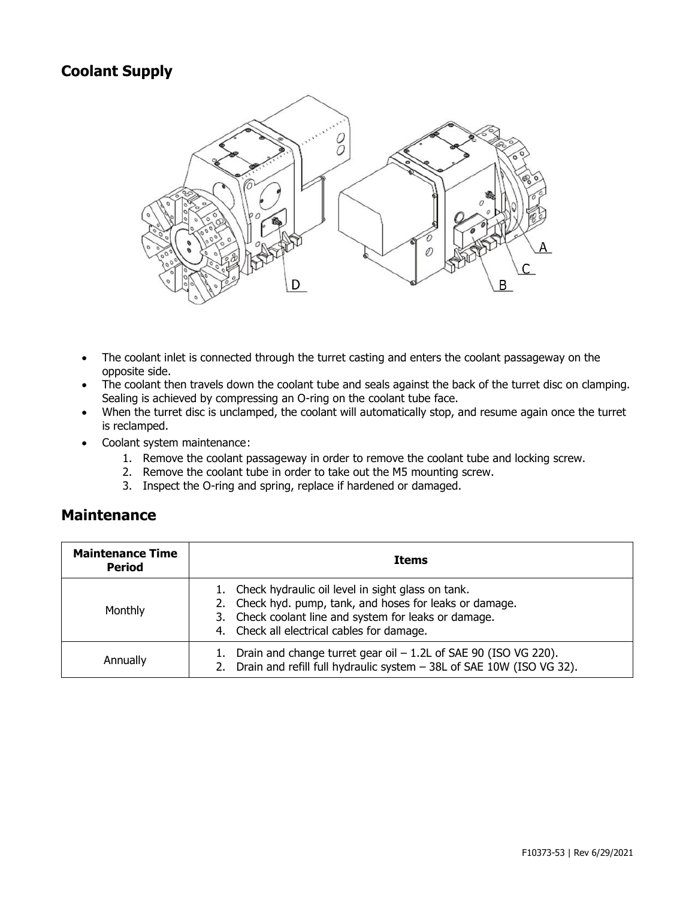## Coolant Supply

A

C

D

B

- The coolant inlet is connected through the turret casting and enters the coolant passageway on the opposite side.
- The coolant then travels down the coolant tube and seals against the back of the turret disc on clamping. Sealing is achieved by compressing an O-ring on the coolant tube face.
- When the turret disc is unclamped, the coolant will automatically stop, and resume again once the turret is reclamped.
- Coolant system maintenance:
  1. Remove the coolant passageway in order to remove the coolant tube and locking screw.
  2. Remove the coolant tube in order to take out the M5 mounting screw.
  3. Inspect the O-ring and spring, replace if hardened or damaged.

## Maintenance

| Maintenance Time Period | Items |
|---|---|
| Monthly | 1. Check hydraulic oil level in sight glass on tank.<br>2. Check hyd. pump, tank, and hoses for leaks or damage.<br>3. Check coolant line and system for leaks or damage.<br>4. Check all electrical cables for damage. |
| Annually | 1. Drain and change turret gear oil – 1.2L of SAE 90 (ISO VG 220).<br>2. Drain and refill full hydraulic system – 38L of SAE 10W (ISO VG 32). |

F10373-53 | Rev 6/29/2021